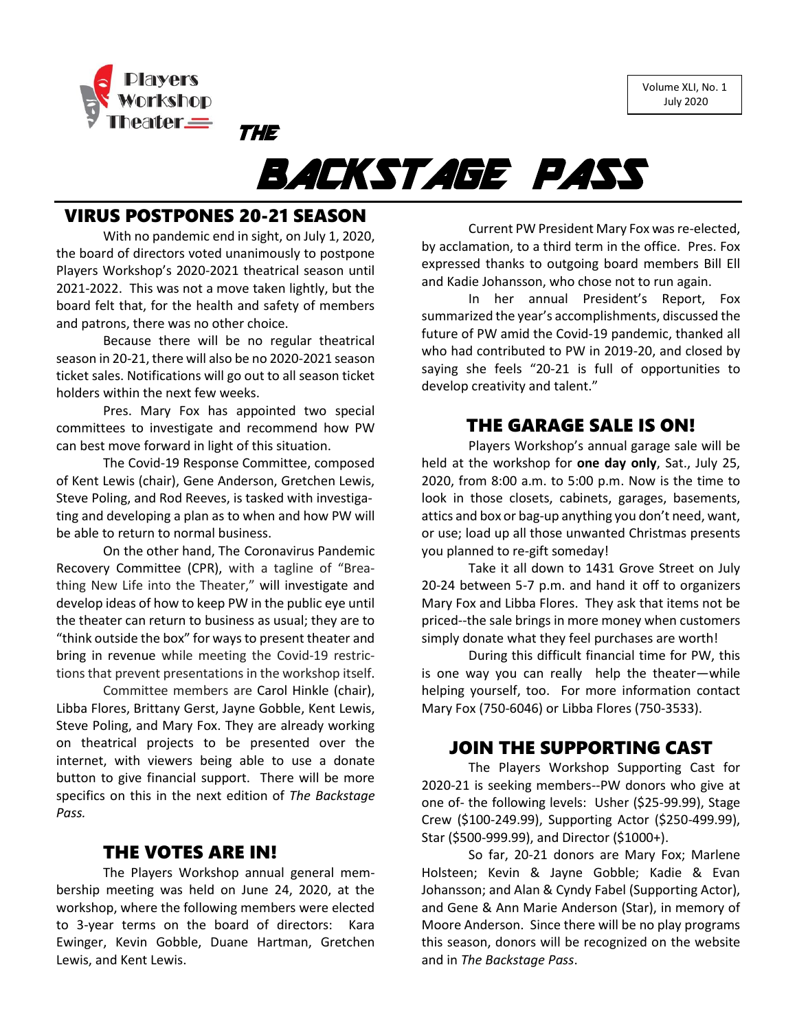Players Workshop Theater

Volume XLI, No. 1
July 2020

# THE BACKSTAGE PASS

## VIRUS POSTPONES 20-21 SEASON

With no pandemic end in sight, on July 1, 2020, the board of directors voted unanimously to postpone Players Workshop's 2020-2021 theatrical season until 2021-2022. This was not a move taken lightly, but the board felt that, for the health and safety of members and patrons, there was no other choice.

Because there will be no regular theatrical season in 20-21, there will also be no 2020-2021 season ticket sales. Notifications will go out to all season ticket holders within the next few weeks.

Pres. Mary Fox has appointed two special committees to investigate and recommend how PW can best move forward in light of this situation.

The Covid-19 Response Committee, composed of Kent Lewis (chair), Gene Anderson, Gretchen Lewis, Steve Poling, and Rod Reeves, is tasked with investigating and developing a plan as to when and how PW will be able to return to normal business.

On the other hand, The Coronavirus Pandemic Recovery Committee (CPR), with a tagline of "Breathing New Life into the Theater," will investigate and develop ideas of how to keep PW in the public eye until the theater can return to business as usual; they are to "think outside the box" for ways to present theater and bring in revenue while meeting the Covid-19 restrictions that prevent presentations in the workshop itself.

Committee members are Carol Hinkle (chair), Libba Flores, Brittany Gerst, Jayne Gobble, Kent Lewis, Steve Poling, and Mary Fox. They are already working on theatrical projects to be presented over the internet, with viewers being able to use a donate button to give financial support. There will be more specifics on this in the next edition of *The Backstage Pass.*

## THE VOTES ARE IN!

The Players Workshop annual general membership meeting was held on June 24, 2020, at the workshop, where the following members were elected to 3-year terms on the board of directors: Kara Ewinger, Kevin Gobble, Duane Hartman, Gretchen Lewis, and Kent Lewis.

Current PW President Mary Fox was re-elected, by acclamation, to a third term in the office. Pres. Fox expressed thanks to outgoing board members Bill Ell and Kadie Johansson, who chose not to run again.

In her annual President's Report, Fox summarized the year's accomplishments, discussed the future of PW amid the Covid-19 pandemic, thanked all who had contributed to PW in 2019-20, and closed by saying she feels "20-21 is full of opportunities to develop creativity and talent."

## THE GARAGE SALE IS ON!

Players Workshop's annual garage sale will be held at the workshop for **one day only**, Sat., July 25, 2020, from 8:00 a.m. to 5:00 p.m. Now is the time to look in those closets, cabinets, garages, basements, attics and box or bag-up anything you don't need, want, or use; load up all those unwanted Christmas presents you planned to re-gift someday!

Take it all down to 1431 Grove Street on July 20-24 between 5-7 p.m. and hand it off to organizers Mary Fox and Libba Flores. They ask that items not be priced--the sale brings in more money when customers simply donate what they feel purchases are worth!

During this difficult financial time for PW, this is one way you can really help the theater—while helping yourself, too. For more information contact Mary Fox (750-6046) or Libba Flores (750-3533).

## JOIN THE SUPPORTING CAST

The Players Workshop Supporting Cast for 2020-21 is seeking members--PW donors who give at one of- the following levels: Usher ($25-99.99), Stage Crew ($100-249.99), Supporting Actor ($250-499.99), Star ($500-999.99), and Director ($1000+).

So far, 20-21 donors are Mary Fox; Marlene Holsteen; Kevin & Jayne Gobble; Kadie & Evan Johansson; and Alan & Cyndy Fabel (Supporting Actor), and Gene & Ann Marie Anderson (Star), in memory of Moore Anderson. Since there will be no play programs this season, donors will be recognized on the website and in *The Backstage Pass*.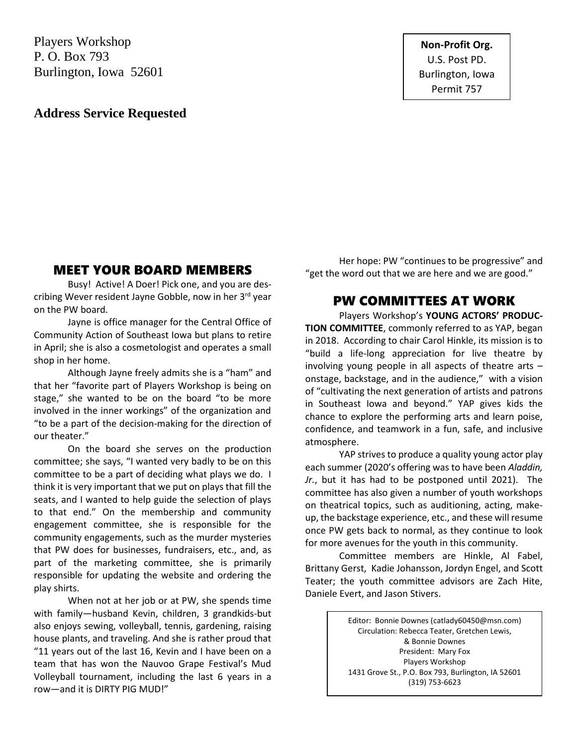Players Workshop
P. O. Box 793
Burlington, Iowa 52601

**Address Service Requested**

**Non-Profit Org.**
U.S. Post PD.
Burlington, Iowa
Permit 757

## MEET YOUR BOARD MEMBERS

Busy! Active! A Doer! Pick one, and you are describing Wever resident Jayne Gobble, now in her 3rd year on the PW board.

Jayne is office manager for the Central Office of Community Action of Southeast Iowa but plans to retire in April; she is also a cosmetologist and operates a small shop in her home.

Although Jayne freely admits she is a "ham" and that her "favorite part of Players Workshop is being on stage," she wanted to be on the board "to be more involved in the inner workings" of the organization and "to be a part of the decision-making for the direction of our theater."

On the board she serves on the production committee; she says, "I wanted very badly to be on this committee to be a part of deciding what plays we do. I think it is very important that we put on plays that fill the seats, and I wanted to help guide the selection of plays to that end." On the membership and community engagement committee, she is responsible for the community engagements, such as the murder mysteries that PW does for businesses, fundraisers, etc., and, as part of the marketing committee, she is primarily responsible for updating the website and ordering the play shirts.

When not at her job or at PW, she spends time with family—husband Kevin, children, 3 grandkids-but also enjoys sewing, volleyball, tennis, gardening, raising house plants, and traveling. And she is rather proud that "11 years out of the last 16, Kevin and I have been on a team that has won the Nauvoo Grape Festival's Mud Volleyball tournament, including the last 6 years in a row—and it is DIRTY PIG MUD!"

Her hope: PW "continues to be progressive" and "get the word out that we are here and we are good."

## PW COMMITTEES AT WORK

Players Workshop's **YOUNG ACTORS' PRODUCTION COMMITTEE**, commonly referred to as YAP, began in 2018. According to chair Carol Hinkle, its mission is to "build a life-long appreciation for live theatre by involving young people in all aspects of theatre arts – onstage, backstage, and in the audience," with a vision of "cultivating the next generation of artists and patrons in Southeast Iowa and beyond." YAP gives kids the chance to explore the performing arts and learn poise, confidence, and teamwork in a fun, safe, and inclusive atmosphere.

YAP strives to produce a quality young actor play each summer (2020's offering was to have been *Aladdin, Jr.*, but it has had to be postponed until 2021). The committee has also given a number of youth workshops on theatrical topics, such as auditioning, acting, make-up, the backstage experience, etc., and these will resume once PW gets back to normal, as they continue to look for more avenues for the youth in this community.

Committee members are Hinkle, Al Fabel, Brittany Gerst, Kadie Johansson, Jordyn Engel, and Scott Teater; the youth committee advisors are Zach Hite, Daniele Evert, and Jason Stivers.

Editor: Bonnie Downes (catlady60450@msn.com)
Circulation: Rebecca Teater, Gretchen Lewis, & Bonnie Downes
President: Mary Fox
Players Workshop
1431 Grove St., P.O. Box 793, Burlington, IA 52601
(319) 753-6623